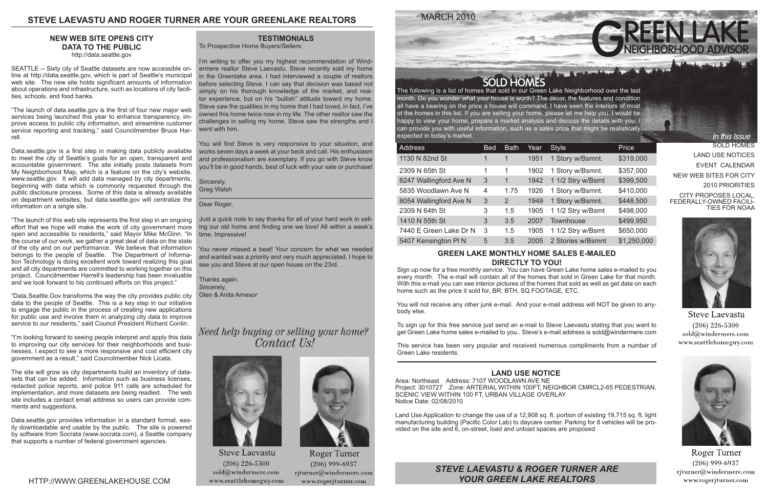# STEVE LAEVASTU AND ROGER TURNER ARE YOUR GREENLAKE REALTORS

## NEW WEB SITE OPENS CITY DATA TO THE PUBLIC

http://data.seattle.gov

SEATTLE -- Sixty city of Seattle datasets are now accessible online at http://data.seattle.gov, which is part of Seattle's municipal web site. The new site holds significant amounts of information about operations and infrastructure, such as locations of city facilities, schools, and food banks.

"The launch of data.seattle.gov is the first of four new major web services being launched this year to enhance transparency, improve access to public city information, and streamline customer service reporting and tracking," said Councilmember Bruce Harrell.

Data.seattle.gov is a first step in making data publicly available to meet the city of Seattle's goals for an open, transparent and accountable government. The site initially posts datasets from My Neighborhood Map, which is a feature on the city's website, www.seattle.gov. It will add data managed by city departments, beginning with data which is commonly requested through the public disclosure process. Some of this data is already available on department websites, but data.seattle.gov will centralize the information on a single site.

"The launch of this web site represents the first step in an ongoing effort that we hope will make the work of city government more open and accessible to residents," said Mayor Mike McGinn. "In the course of our work, we gather a great deal of data on the state of the city and on our performance. We believe that information belongs to the people of Seattle. The Department of Information Technology is doing excellent work toward realizing this goal and all city departments are committed to working together on this project. Councilmember Harrell's leadership has been invaluable and we look forward to his continued efforts on this project."

"Data.Seattle.Gov transforms the way the city provides public city data to the people of Seattle. This is a key step in our initiative to engage the public in the process of creating new applications for public use and involve them in analyzing city data to improve service to our residents," said Council President Richard Conlin.

"I'm looking forward to seeing people interpret and apply this data to improving our city services for their neighborhoods and businesses. I expect to see a more responsive and cost efficient city government as a result," said Councilmember Nick Licata.

The site will grow as city departments build an inventory of datasets that can be added. Information such as business licenses, redacted police reports, and police 911 calls are scheduled for implementation, and more datasets are being readied. The web site includes a contact email address so users can provide comments and suggestions.

Data.seattle.gov provides information in a standard format, easily downloadable and usable by the public. The site is powered by software from Socrata (www.socrata.com), a Seattle company that supports a number of federal government agencies.

HTTP://WWW.GREENLAKEHOUSE.COM

## TESTIMONIALS

To Prospective Home Buyers/Sellers:

I'm writing to offer you my highest recommendation of Windermere realtor Steve Laevastu. Steve recently sold my home in the Greenlake area. I had interviewed a couple of realtors before selecting Steve. I can say that decision was based not simply on his thorough knowledge of the market, and realtor experience, but on his "bullish" attitude toward my home. Steve saw the qualities in my home that I had loved, in fact, I've owned this home twice now in my life. The other realtor saw the challenges in selling my home. Steve saw the strengths and I went with him.

You will find Steve is very responsive to your situation, and works seven days a week at your beck and call. His enthusiasm and professionalism are exemplary. If you go with Steve know you'll be in good hands, best of luck with your sale or purchase!

Sincerely,
Greg Walsh

Dear Roger,

Just a quick note to say thanks for all of your hard work in selling our old home and finding one we love! All within a week's time. Impressive!

You never missed a beat! Your concern for what we needed and wanted was a priority and very much appreciated. I hope to see you and Steve at our open house on the 23rd.

Thanks again.
Sincerely,
Glen & Anita Arnesor

*Need help buying or selling your home? Contact Us!*

Steve Laevastu
(206) 226-5300
sold@windermere.com
www.seattlehomeguy.com

Roger Turner
(206) 999-6937
rjturner@windermere.com
www.rogerjturner.com

MARCH 2010

# GREEN LAKE NEIGHBORHOOD ADVISOR

## SOLD HOMES

The following is a list of homes that sold in our Green Lake Neighborhood over the last month. Do you wonder what your house is worth? The décor, the features and condition all have a bearing on the price a house will command. I have seen the interiors of most of the homes in this list. If you are selling your home, please let me help you. I would be happy to view your home, prepare a market analysis and discuss the details with you. I can provide you with useful information, such as a sales price that might be realistically expected in today's market.

| Address | Bed | Bath | Year | Style | Price |
|---|---|---|---|---|---|
| 1130 N 82nd St | 1 | 1 | 1951 | 1 Story w/Bsmnt. | $319,000 |
| 2309 N 65th St | 1 | 1 | 1902 | 1 Story w/Bsmnt. | $357,000 |
| 8247 Wallingford Ave N | 3 | 1 | 1942 | 1 1/2 Stry w/Bsmt | $399,500 |
| 5835 Woodlawn Ave N | 4 | 1.75 | 1926 | 1 Story w/Bsmnt. | $410,000 |
| 8054 Wallingford Ave N | 3 | 2 | 1949 | 1 Story w/Bsmnt. | $448,500 |
| 2309 N 64th St | 3 | 1.5 | 1905 | 1 1/2 Stry w/Bsmt | $498,000 |
| 1410 N 55th St | 3 | 3.5 | 2007 | Townhouse | $499,950 |
| 7440 E Green Lake Dr N | 3 | 1.5 | 1905 | 1 1/2 Stry w/Bsmt | $650,000 |
| 5407 Kensington Pl N | 5 | 3.5 | 2005 | 2 Stories w/Bsmnt | $1,250,000 |

### GREEN LAKE MONTHLY HOME SALES E-MAILED DIRECTLY TO YOU!

Sign up now for a free monthly service. You can have Green Lake home sales e-mailed to you every month. The e-mail will contain all of the homes that sold in Green Lake for that month. With this e-mail you can see interior pictures of the homes that sold as well as get data on each home such as the price it sold for, BR, BTH, SQ FOOTAGE, ETC.

You will not receive any other junk e-mail. And your e-mail address will NOT be given to anybody else.

To sign up for this free service just send an e-mail to Steve Laevastu stating that you want to get Green Lake home sales e-mailed to you.. Steve's e-mail address is sold@windermere.com

This service has been very popular and received numerous compliments from a number of Green Lake residents.

### LAND USE NOTICE

Area: Northeast Address: 7107 WOODLAWN AVE NE
Project: 3010727 Zone: ARTERIAL WITHIN 100FT, NEIGHBOR CMRCL2-65 PEDESTRIAN, SCENIC VIEW WITHIN 100 FT, URBAN VILLAGE OVERLAY
Notice Date: 02/08/2010

Land Use Application to change the use of a 12,908 sq. ft. portion of existing 19,715 sq. ft. light manufacturing building (Pacific Color Lab) to daycare center. Parking for 8 vehicles will be provided on the site and 6, on-street, load and unload spaces are proposed.

*STEVE LAEVASTU & ROGER TURNER ARE YOUR GREEN LAKE REALTORS*

*In this Issue*

- SOLD HOMES
- LAND USE NOTICES
- EVENT CALENDAR
- NEW WEB SITES FOR CITY
- 2010 PRIORITIES
- CITY PROPOSES LOCAL, FEDERALLY-OWNED FACILITIES FOR NOAA

Steve Laevastu
(206) 226-5300
sold@windermere.com
www.seattlehomeguy.com

Roger Turner
(206) 999-6937
rjturner@windermere.com
www.rogerjturner.com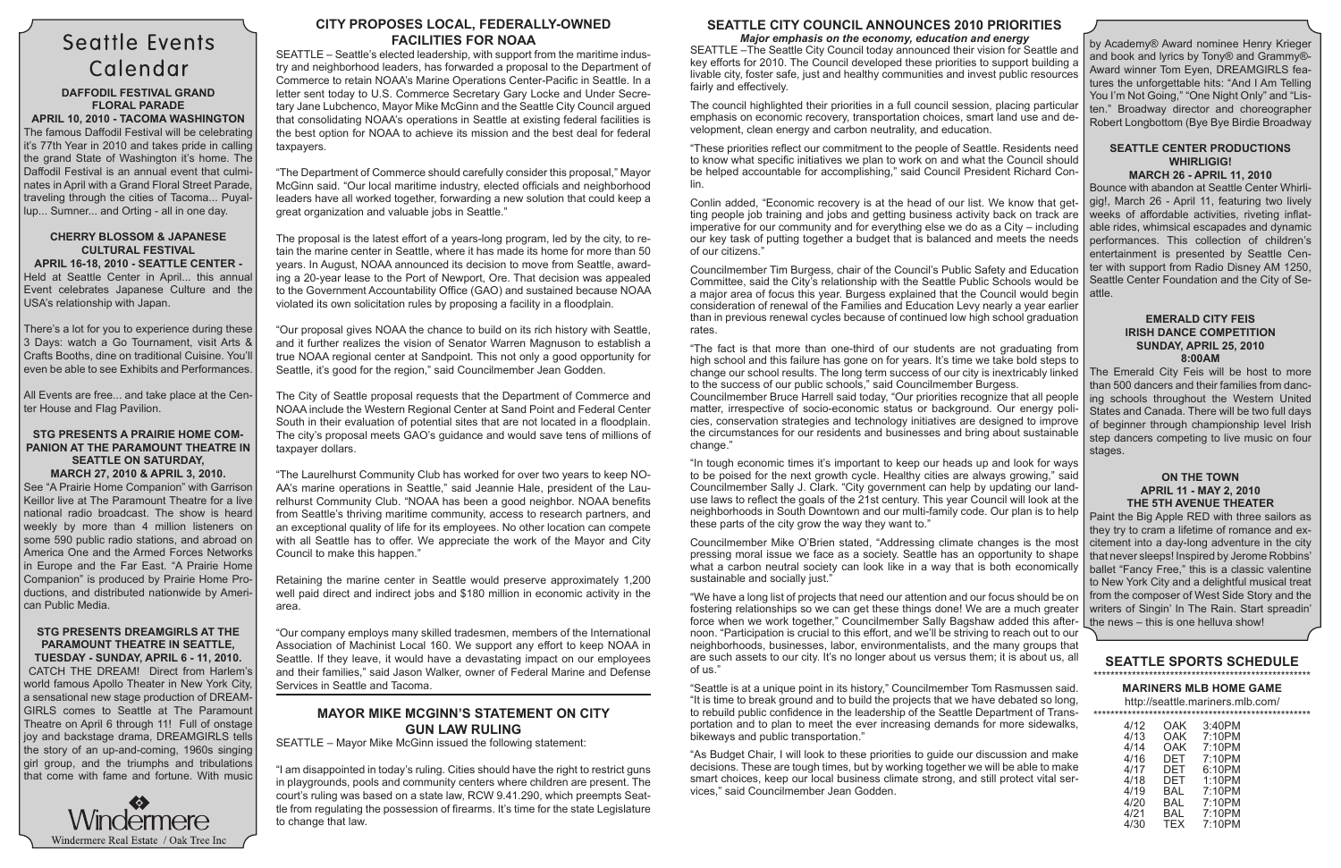# Seattle Events Calendar

### DAFFODIL FESTIVAL GRAND FLORAL PARADE
### APRIL 10, 2010 - TACOMA WASHINGTON

The famous Daffodil Festival will be celebrating it's 77th Year in 2010 and takes pride in calling the grand State of Washington it's home. The Daffodil Festival is an annual event that culminates in April with a Grand Floral Street Parade, traveling through the cities of Tacoma... Puyallup... Sumner... and Orting - all in one day.

### CHERRY BLOSSOM & JAPANESE CULTURAL FESTIVAL
### APRIL 16-18, 2010 - SEATTLE CENTER -

Held at Seattle Center in April... this annual Event celebrates Japanese Culture and the USA's relationship with Japan.

There's a lot for you to experience during these 3 Days: watch a Go Tournament, visit Arts & Crafts Booths, dine on traditional Cuisine. You'll even be able to see Exhibits and Performances.

All Events are free... and take place at the Center House and Flag Pavilion.

### STG PRESENTS A PRAIRIE HOME COMPANION AT THE PARAMOUNT THEATRE IN SEATTLE ON SATURDAY, MARCH 27, 2010 & APRIL 3, 2010.

See "A Prairie Home Companion" with Garrison Keillor live at The Paramount Theatre for a live national radio broadcast. The show is heard weekly by more than 4 million listeners on some 590 public radio stations, and abroad on America One and the Armed Forces Networks in Europe and the Far East. "A Prairie Home Companion" is produced by Prairie Home Productions, and distributed nationwide by American Public Media.

### STG PRESENTS DREAMGIRLS AT THE PARAMOUNT THEATRE IN SEATTLE, TUESDAY - SUNDAY, APRIL 6 - 11, 2010.

CATCH THE DREAM! Direct from Harlem's world famous Apollo Theater in New York City, a sensational new stage production of DREAMGIRLS comes to Seattle at The Paramount Theatre on April 6 through 11! Full of onstage joy and backstage drama, DREAMGIRLS tells the story of an up-and-coming, 1960s singing girl group, and the triumphs and tribulations that come with fame and fortune. With music by Academy® Award nominee Henry Krieger and book and lyrics by Tony® and Grammy®-Award winner Tom Eyen, DREAMGIRLS features the unforgettable hits: "And I Am Telling You I'm Not Going," "One Night Only" and "Listen." Broadway director and choreographer Robert Longbottom (Bye Bye Birdie Broadway

Windermere

Windermere Real Estate / Oak Tree Inc

## CITY PROPOSES LOCAL, FEDERALLY-OWNED FACILITIES FOR NOAA

SEATTLE – Seattle's elected leadership, with support from the maritime industry and neighborhood leaders, has forwarded a proposal to the Department of Commerce to retain NOAA's Marine Operations Center-Pacific in Seattle. In a letter sent today to U.S. Commerce Secretary Gary Locke and Under Secretary Jane Lubchenco, Mayor Mike McGinn and the Seattle City Council argued that consolidating NOAA's operations in Seattle at existing federal facilities is the best option for NOAA to achieve its mission and the best deal for federal taxpayers.

"The Department of Commerce should carefully consider this proposal," Mayor McGinn said. "Our local maritime industry, elected officials and neighborhood leaders have all worked together, forwarding a new solution that could keep a great organization and valuable jobs in Seattle."

The proposal is the latest effort of a years-long program, led by the city, to retain the marine center in Seattle, where it has made its home for more than 50 years. In August, NOAA announced its decision to move from Seattle, awarding a 20-year lease to the Port of Newport, Ore. That decision was appealed to the Government Accountability Office (GAO) and sustained because NOAA violated its own solicitation rules by proposing a facility in a floodplain.

"Our proposal gives NOAA the chance to build on its rich history with Seattle, and it further realizes the vision of Senator Warren Magnuson to establish a true NOAA regional center at Sandpoint. This not only a good opportunity for Seattle, it's good for the region," said Councilmember Jean Godden.

The City of Seattle proposal requests that the Department of Commerce and NOAA include the Western Regional Center at Sand Point and Federal Center South in their evaluation of potential sites that are not located in a floodplain. The city's proposal meets GAO's guidance and would save tens of millions of taxpayer dollars.

"The Laurelhurst Community Club has worked for over two years to keep NOAA's marine operations in Seattle," said Jeannie Hale, president of the Laurelhurst Community Club. "NOAA has been a good neighbor. NOAA benefits from Seattle's thriving maritime community, access to research partners, and an exceptional quality of life for its employees. No other location can compete with all Seattle has to offer. We appreciate the work of the Mayor and City Council to make this happen."

Retaining the marine center in Seattle would preserve approximately 1,200 well paid direct and indirect jobs and $180 million in economic activity in the area.

"Our company employs many skilled tradesmen, members of the International Association of Machinist Local 160. We support any effort to keep NOAA in Seattle. If they leave, it would have a devastating impact on our employees and their families," said Jason Walker, owner of Federal Marine and Defense Services in Seattle and Tacoma.

## MAYOR MIKE MCGINN'S STATEMENT ON CITY GUN LAW RULING

SEATTLE – Mayor Mike McGinn issued the following statement:

"I am disappointed in today's ruling. Cities should have the right to restrict guns in playgrounds, pools and community centers where children are present. The court's ruling was based on a state law, RCW 9.41.290, which preempts Seattle from regulating the possession of firearms. It's time for the state Legislature to change that law.

## SEATTLE CITY COUNCIL ANNOUNCES 2010 PRIORITIES

***Major emphasis on the economy, education and energy***

SEATTLE –The Seattle City Council today announced their vision for Seattle and key efforts for 2010. The Council developed these priorities to support building a livable city, foster safe, just and healthy communities and invest public resources fairly and effectively.

The council highlighted their priorities in a full council session, placing particular emphasis on economic recovery, transportation choices, smart land use and development, clean energy and carbon neutrality, and education.

"These priorities reflect our commitment to the people of Seattle. Residents need to know what specific initiatives we plan to work on and what the Council should be helped accountable for accomplishing," said Council President Richard Conlin.

Conlin added, "Economic recovery is at the head of our list. We know that getting people job training and jobs and getting business activity back on track are imperative for our community and for everything else we do as a City – including our key task of putting together a budget that is balanced and meets the needs of our citizens."

Councilmember Tim Burgess, chair of the Council's Public Safety and Education Committee, said the City's relationship with the Seattle Public Schools would be a major area of focus this year. Burgess explained that the Council would begin consideration of renewal of the Families and Education Levy nearly a year earlier than in previous renewal cycles because of continued low high school graduation rates.

"The fact is that more than one-third of our students are not graduating from high school and this failure has gone on for years. It's time we take bold steps to change our school results. The long term success of our city is inextricably linked to the success of our public schools," said Councilmember Burgess.

Councilmember Bruce Harrell said today, "Our priorities recognize that all people matter, irrespective of socio-economic status or background. Our energy policies, conservation strategies and technology initiatives are designed to improve the circumstances for our residents and businesses and bring about sustainable change."

"In tough economic times it's important to keep our heads up and look for ways to be poised for the next growth cycle. Healthy cities are always growing," said Councilmember Sally J. Clark. "City government can help by updating our land-use laws to reflect the goals of the 21st century. This year Council will look at the neighborhoods in South Downtown and our multi-family code. Our plan is to help these parts of the city grow the way they want to."

Councilmember Mike O'Brien stated, "Addressing climate changes is the most pressing moral issue we face as a society. Seattle has an opportunity to shape what a carbon neutral society can look like in a way that is both economically sustainable and socially just."

"We have a long list of projects that need our attention and our focus should be on fostering relationships so we can get these things done! We are a much greater force when we work together," Councilmember Sally Bagshaw added this afternoon. "Participation is crucial to this effort, and we'll be striving to reach out to our neighborhoods, businesses, labor, environmentalists, and the many groups that are such assets to our city. It's no longer about us versus them; it is about us, all of us."

"Seattle is at a unique point in its history," Councilmember Tom Rasmussen said. "It is time to break ground and to build the projects that we have debated so long, to rebuild public confidence in the leadership of the Seattle Department of Transportation and to plan to meet the ever increasing demands for more sidewalks, bikeways and public transportation."

"As Budget Chair, I will look to these priorities to guide our discussion and make decisions. These are tough times, but by working together we will be able to make smart choices, keep our local business climate strong, and still protect vital services," said Councilmember Jean Godden.

### SEATTLE CENTER PRODUCTIONS WHIRLIGIG!
### MARCH 26 - APRIL 11, 2010

Bounce with abandon at Seattle Center Whirligig!, March 26 - April 11, featuring two lively weeks of affordable activities, riveting inflatable rides, whimsical escapades and dynamic performances. This collection of children's entertainment is presented by Seattle Center with support from Radio Disney AM 1250, Seattle Center Foundation and the City of Seattle.

### EMERALD CITY FEIS IRISH DANCE COMPETITION
### SUNDAY, APRIL 25, 2010
### 8:00AM

The Emerald City Feis will be host to more than 500 dancers and their families from dancing schools throughout the Western United States and Canada. There will be two full days of beginner through championship level Irish step dancers competing to live music on four stages.

### ON THE TOWN
### APRIL 11 - MAY 2, 2010
### THE 5TH AVENUE THEATER

Paint the Big Apple RED with three sailors as they try to cram a lifetime of romance and excitement into a day-long adventure in the city that never sleeps! Inspired by Jerome Robbins' ballet "Fancy Free," this is a classic valentine to New York City and a delightful musical treat from the composer of West Side Story and the writers of Singin' In The Rain. Start spreadin' the news – this is one helluva show!

## SEATTLE SPORTS SCHEDULE

### MARINERS MLB HOME GAME

http://seattle.mariners.mlb.com/

| | | |
|---|---|---|
| 4/12 | OAK | 3:40PM |
| 4/13 | OAK | 7:10PM |
| 4/14 | OAK | 7:10PM |
| 4/16 | DET | 7:10PM |
| 4/17 | DET | 6:10PM |
| 4/18 | DET | 1:10PM |
| 4/19 | BAL | 7:10PM |
| 4/20 | BAL | 7:10PM |
| 4/21 | BAL | 7:10PM |
| 4/30 | TEX | 7:10PM |